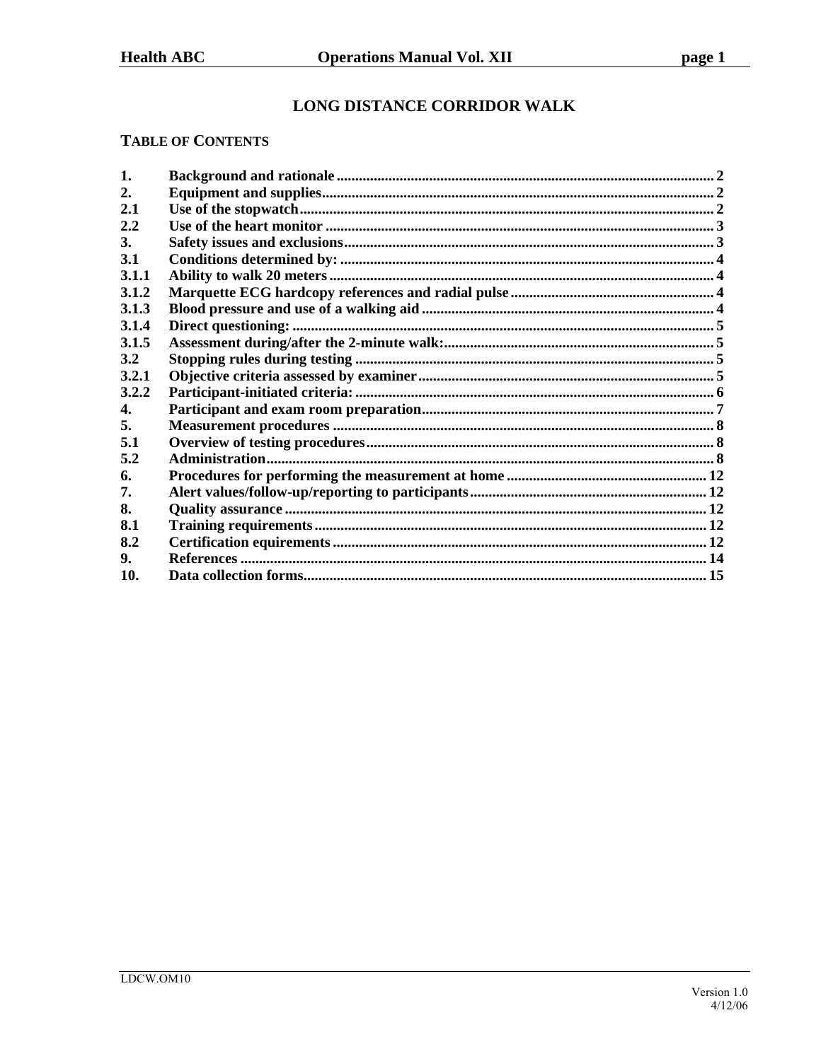# LONG DISTANCE CORRIDOR WALK

## TABLE OF CONTENTS

| | | |
|---|---|---|
| 1. | Background and rationale | 2 |
| 2. | Equipment and supplies | 2 |
| 2.1 | Use of the stopwatch | 2 |
| 2.2 | Use of the heart monitor | 3 |
| 3. | Safety issues and exclusions | 3 |
| 3.1 | Conditions determined by: | 4 |
| 3.1.1 | Ability to walk 20 meters | 4 |
| 3.1.2 | Marquette ECG hardcopy references and radial pulse | 4 |
| 3.1.3 | Blood pressure and use of a walking aid | 4 |
| 3.1.4 | Direct questioning: | 5 |
| 3.1.5 | Assessment during/after the 2-minute walk: | 5 |
| 3.2 | Stopping rules during testing | 5 |
| 3.2.1 | Objective criteria assessed by examiner | 5 |
| 3.2.2 | Participant-initiated criteria: | 6 |
| 4. | Participant and exam room preparation | 7 |
| 5. | Measurement procedures | 8 |
| 5.1 | Overview of testing procedures | 8 |
| 5.2 | Administration | 8 |
| 6. | Procedures for performing the measurement at home | 12 |
| 7. | Alert values/follow-up/reporting to participants | 12 |
| 8. | Quality assurance | 12 |
| 8.1 | Training requirements | 12 |
| 8.2 | Certification equirements | 12 |
| 9. | References | 14 |
| 10. | Data collection forms | 15 |

LDCW.OM10

Version 1.0
4/12/06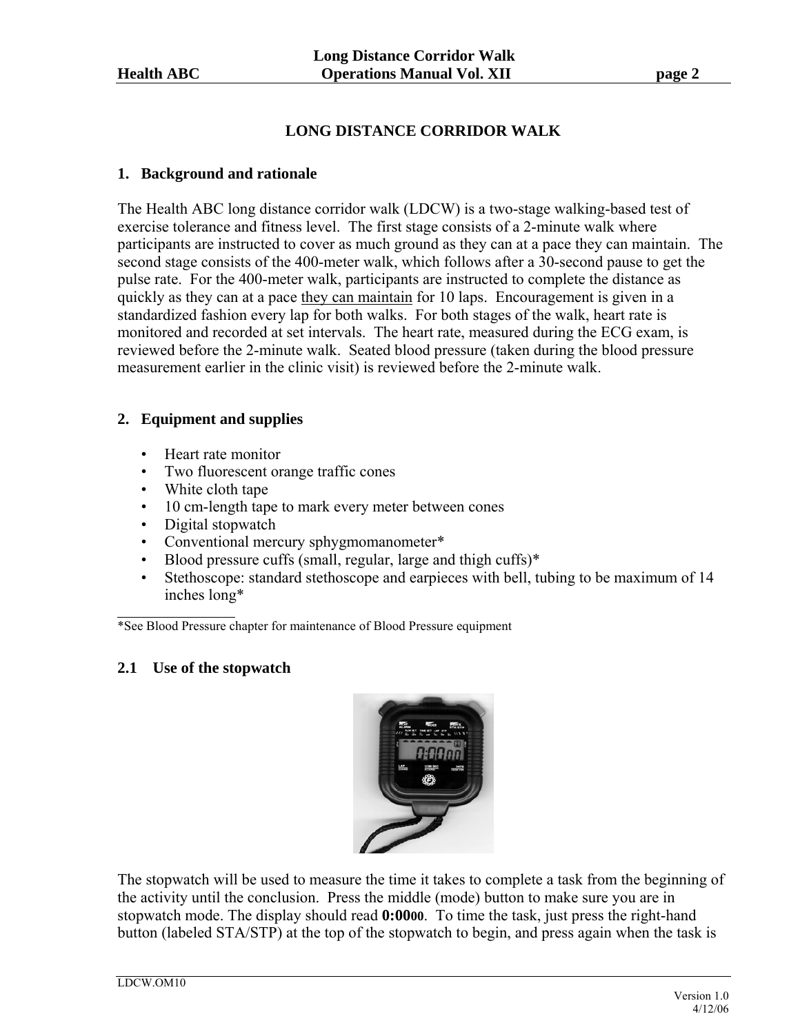# LONG DISTANCE CORRIDOR WALK

## 1. Background and rationale

The Health ABC long distance corridor walk (LDCW) is a two-stage walking-based test of exercise tolerance and fitness level. The first stage consists of a 2-minute walk where participants are instructed to cover as much ground as they can at a pace they can maintain. The second stage consists of the 400-meter walk, which follows after a 30-second pause to get the pulse rate. For the 400-meter walk, participants are instructed to complete the distance as quickly as they can at a pace <u>they can maintain</u> for 10 laps. Encouragement is given in a standardized fashion every lap for both walks. For both stages of the walk, heart rate is monitored and recorded at set intervals. The heart rate, measured during the ECG exam, is reviewed before the 2-minute walk. Seated blood pressure (taken during the blood pressure measurement earlier in the clinic visit) is reviewed before the 2-minute walk.

## 2. Equipment and supplies

- Heart rate monitor
- Two fluorescent orange traffic cones
- White cloth tape
- 10 cm-length tape to mark every meter between cones
- Digital stopwatch
- Conventional mercury sphygmomanometer*
- Blood pressure cuffs (small, regular, large and thigh cuffs)*
- Stethoscope: standard stethoscope and earpieces with bell, tubing to be maximum of 14 inches long*

*See Blood Pressure chapter for maintenance of Blood Pressure equipment

### 2.1 Use of the stopwatch

The stopwatch will be used to measure the time it takes to complete a task from the beginning of the activity until the conclusion. Press the middle (mode) button to make sure you are in stopwatch mode. The display should read **0:0000**. To time the task, just press the right-hand button (labeled STA/STP) at the top of the stopwatch to begin, and press again when the task is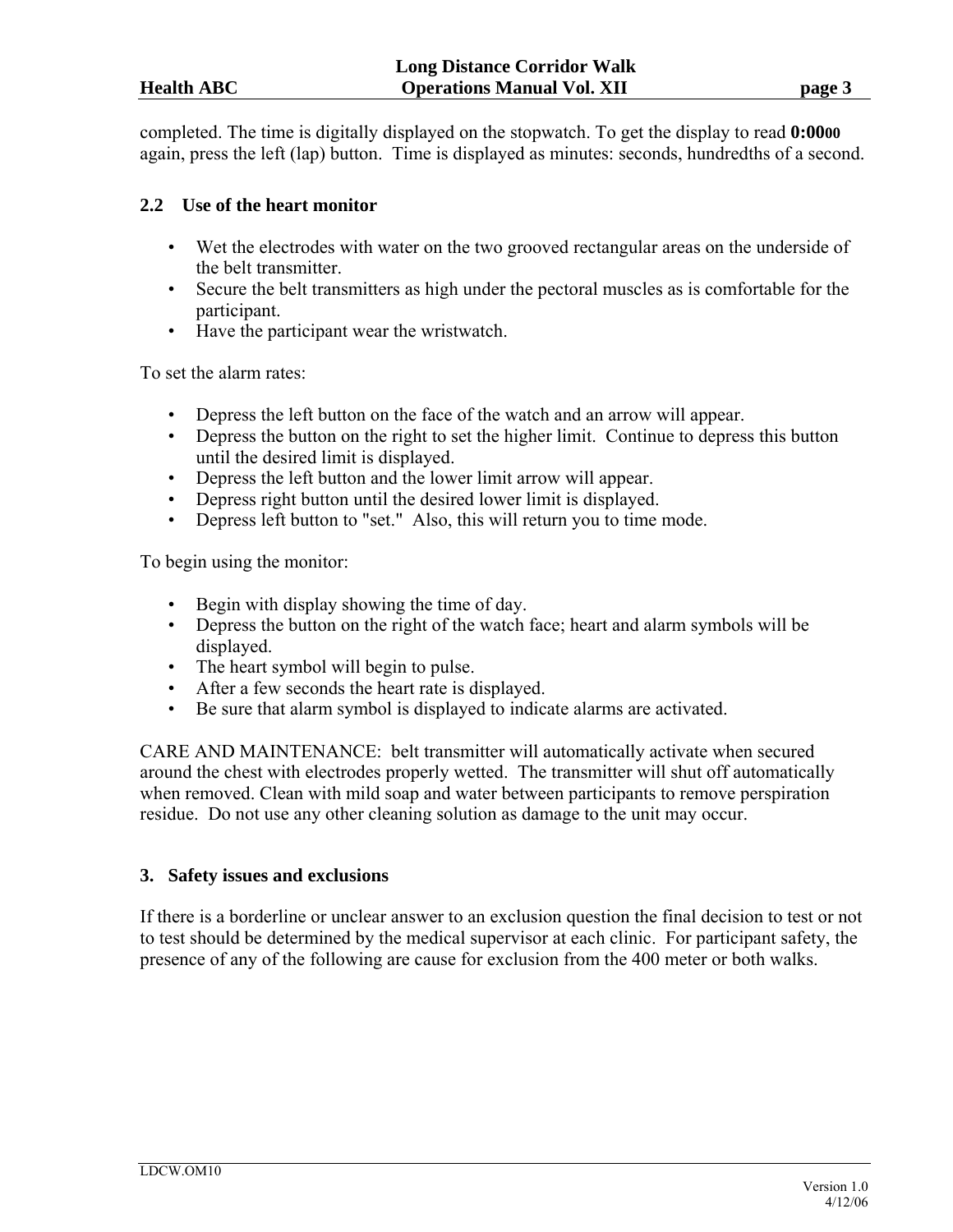completed. The time is digitally displayed on the stopwatch. To get the display to read **0:0000** again, press the left (lap) button.  Time is displayed as minutes: seconds, hundredths of a second.

### 2.2 Use of the heart monitor

- Wet the electrodes with water on the two grooved rectangular areas on the underside of the belt transmitter.
- Secure the belt transmitters as high under the pectoral muscles as is comfortable for the participant.
- Have the participant wear the wristwatch.

To set the alarm rates:

- Depress the left button on the face of the watch and an arrow will appear.
- Depress the button on the right to set the higher limit.  Continue to depress this button until the desired limit is displayed.
- Depress the left button and the lower limit arrow will appear.
- Depress right button until the desired lower limit is displayed.
- Depress left button to "set."  Also, this will return you to time mode.

To begin using the monitor:

- Begin with display showing the time of day.
- Depress the button on the right of the watch face; heart and alarm symbols will be displayed.
- The heart symbol will begin to pulse.
- After a few seconds the heart rate is displayed.
- Be sure that alarm symbol is displayed to indicate alarms are activated.

CARE AND MAINTENANCE:  belt transmitter will automatically activate when secured around the chest with electrodes properly wetted.  The transmitter will shut off automatically when removed. Clean with mild soap and water between participants to remove perspiration residue.  Do not use any other cleaning solution as damage to the unit may occur.

## 3. Safety issues and exclusions

If there is a borderline or unclear answer to an exclusion question the final decision to test or not to test should be determined by the medical supervisor at each clinic.  For participant safety, the presence of any of the following are cause for exclusion from the 400 meter or both walks.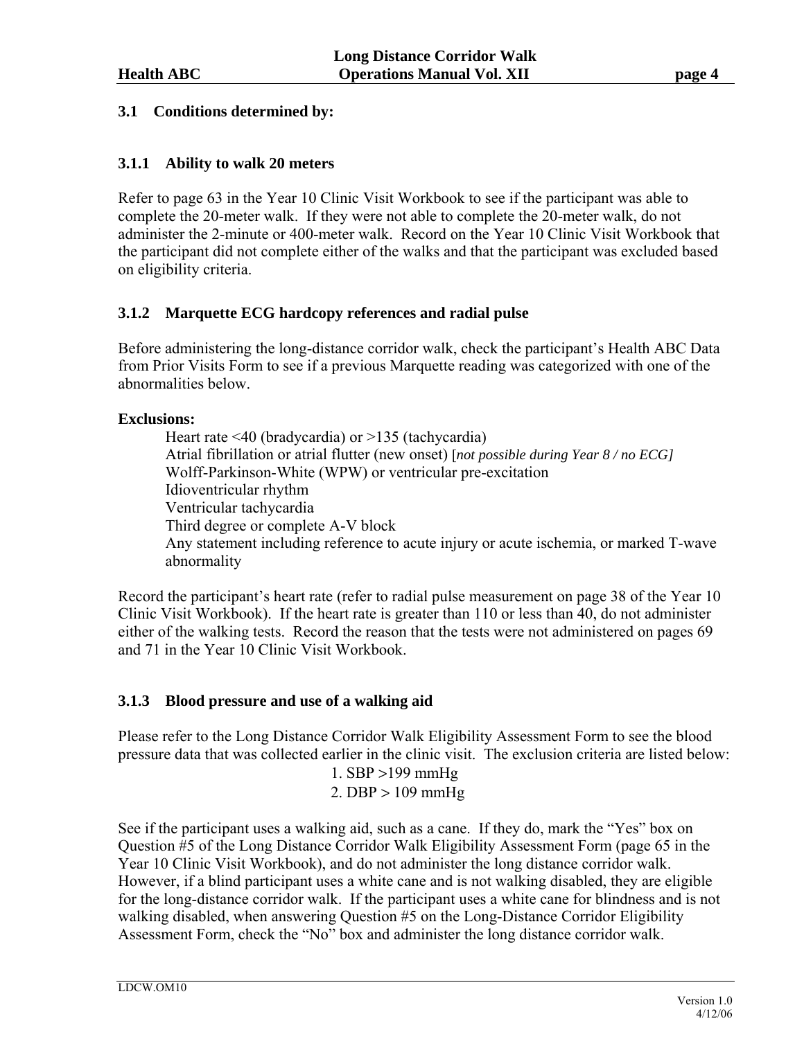## 3.1 Conditions determined by:

### 3.1.1 Ability to walk 20 meters

Refer to page 63 in the Year 10 Clinic Visit Workbook to see if the participant was able to complete the 20-meter walk. If they were not able to complete the 20-meter walk, do not administer the 2-minute or 400-meter walk. Record on the Year 10 Clinic Visit Workbook that the participant did not complete either of the walks and that the participant was excluded based on eligibility criteria.

### 3.1.2 Marquette ECG hardcopy references and radial pulse

Before administering the long-distance corridor walk, check the participant's Health ABC Data from Prior Visits Form to see if a previous Marquette reading was categorized with one of the abnormalities below.

**Exclusions:**

- Heart rate <40 (bradycardia) or >135 (tachycardia)
- Atrial fibrillation or atrial flutter (new onset) [*not possible during Year 8 / no ECG]*
- Wolff-Parkinson-White (WPW) or ventricular pre-excitation
- Idioventricular rhythm
- Ventricular tachycardia
- Third degree or complete A-V block
- Any statement including reference to acute injury or acute ischemia, or marked T-wave abnormality

Record the participant's heart rate (refer to radial pulse measurement on page 38 of the Year 10 Clinic Visit Workbook). If the heart rate is greater than 110 or less than 40, do not administer either of the walking tests. Record the reason that the tests were not administered on pages 69 and 71 in the Year 10 Clinic Visit Workbook.

### 3.1.3 Blood pressure and use of a walking aid

Please refer to the Long Distance Corridor Walk Eligibility Assessment Form to see the blood pressure data that was collected earlier in the clinic visit. The exclusion criteria are listed below:

1. SBP >199 mmHg
2. DBP > 109 mmHg

See if the participant uses a walking aid, such as a cane. If they do, mark the "Yes" box on Question #5 of the Long Distance Corridor Walk Eligibility Assessment Form (page 65 in the Year 10 Clinic Visit Workbook), and do not administer the long distance corridor walk. However, if a blind participant uses a white cane and is not walking disabled, they are eligible for the long-distance corridor walk. If the participant uses a white cane for blindness and is not walking disabled, when answering Question #5 on the Long-Distance Corridor Eligibility Assessment Form, check the "No" box and administer the long distance corridor walk.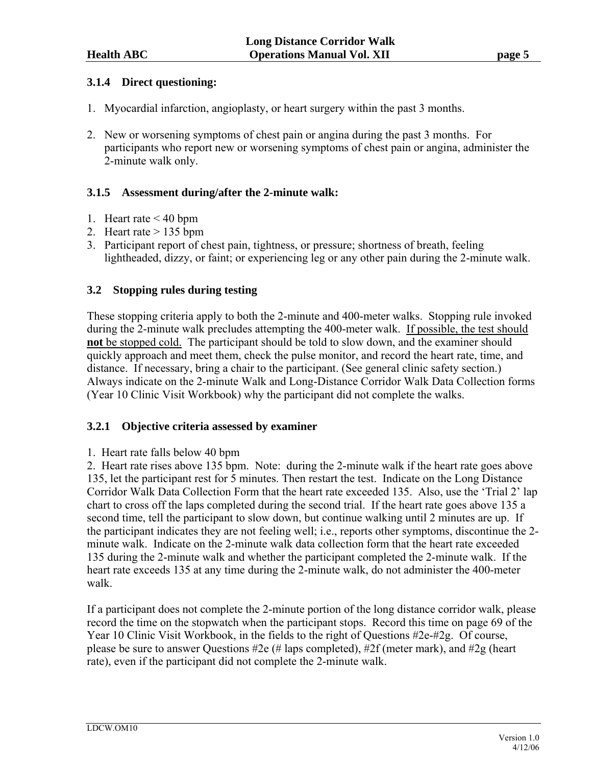### 3.1.4 Direct questioning:

1. Myocardial infarction, angioplasty, or heart surgery within the past 3 months.

2. New or worsening symptoms of chest pain or angina during the past 3 months. For participants who report new or worsening symptoms of chest pain or angina, administer the 2-minute walk only.

### 3.1.5 Assessment during/after the 2-minute walk:

1. Heart rate < 40 bpm
2. Heart rate > 135 bpm
3. Participant report of chest pain, tightness, or pressure; shortness of breath, feeling lightheaded, dizzy, or faint; or experiencing leg or any other pain during the 2-minute walk.

## 3.2 Stopping rules during testing

These stopping criteria apply to both the 2-minute and 400-meter walks. Stopping rule invoked during the 2-minute walk precludes attempting the 400-meter walk. <u>If possible, the test should **not** be stopped cold.</u> The participant should be told to slow down, and the examiner should quickly approach and meet them, check the pulse monitor, and record the heart rate, time, and distance. If necessary, bring a chair to the participant. (See general clinic safety section.) Always indicate on the 2-minute Walk and Long-Distance Corridor Walk Data Collection forms (Year 10 Clinic Visit Workbook) why the participant did not complete the walks.

### 3.2.1 Objective criteria assessed by examiner

1. Heart rate falls below 40 bpm
2. Heart rate rises above 135 bpm. Note: during the 2-minute walk if the heart rate goes above 135, let the participant rest for 5 minutes. Then restart the test. Indicate on the Long Distance Corridor Walk Data Collection Form that the heart rate exceeded 135. Also, use the 'Trial 2' lap chart to cross off the laps completed during the second trial. If the heart rate goes above 135 a second time, tell the participant to slow down, but continue walking until 2 minutes are up. If the participant indicates they are not feeling well; i.e., reports other symptoms, discontinue the 2-minute walk. Indicate on the 2-minute walk data collection form that the heart rate exceeded 135 during the 2-minute walk and whether the participant completed the 2-minute walk. If the heart rate exceeds 135 at any time during the 2-minute walk, do not administer the 400-meter walk.

If a participant does not complete the 2-minute portion of the long distance corridor walk, please record the time on the stopwatch when the participant stops. Record this time on page 69 of the Year 10 Clinic Visit Workbook, in the fields to the right of Questions #2e-#2g. Of course, please be sure to answer Questions #2e (# laps completed), #2f (meter mark), and #2g (heart rate), even if the participant did not complete the 2-minute walk.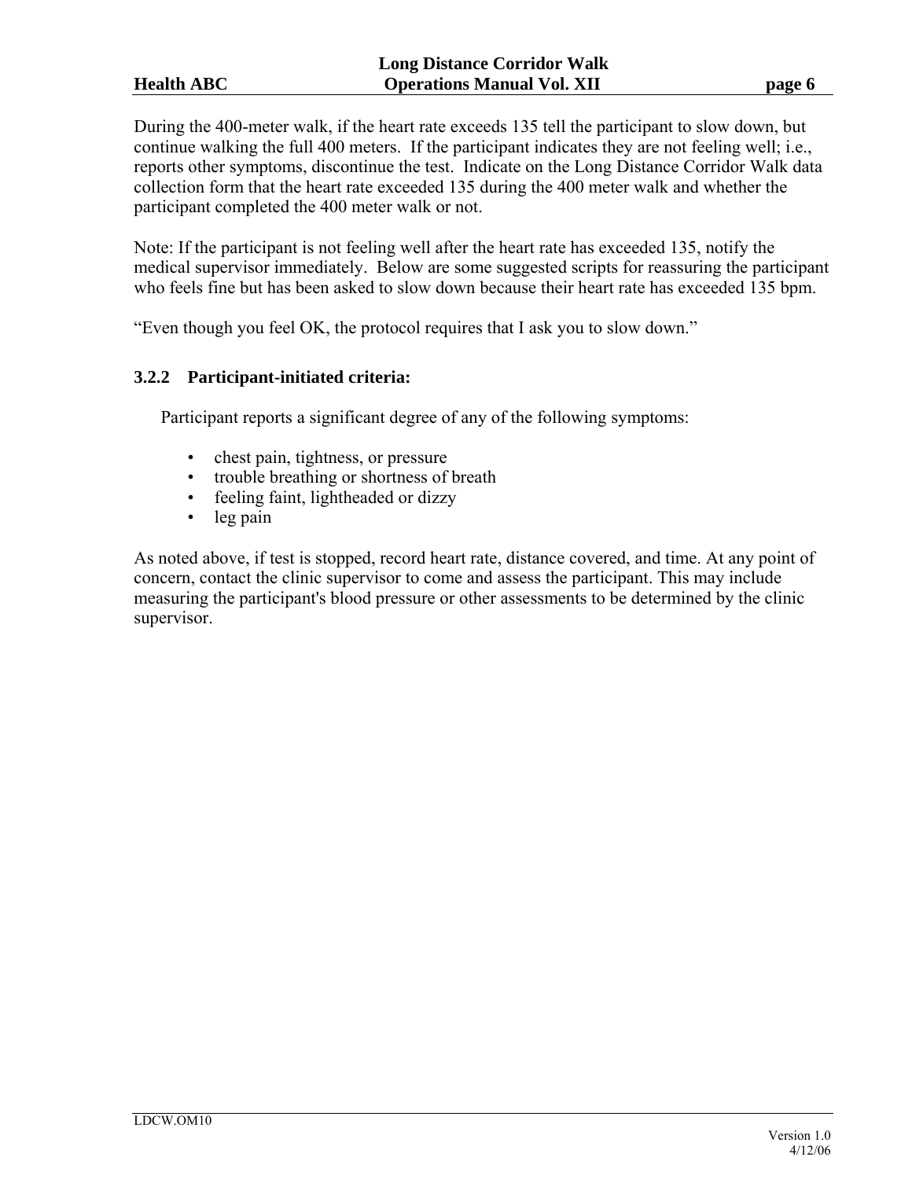During the 400-meter walk, if the heart rate exceeds 135 tell the participant to slow down, but continue walking the full 400 meters. If the participant indicates they are not feeling well; i.e., reports other symptoms, discontinue the test. Indicate on the Long Distance Corridor Walk data collection form that the heart rate exceeded 135 during the 400 meter walk and whether the participant completed the 400 meter walk or not.

Note: If the participant is not feeling well after the heart rate has exceeded 135, notify the medical supervisor immediately. Below are some suggested scripts for reassuring the participant who feels fine but has been asked to slow down because their heart rate has exceeded 135 bpm.

"Even though you feel OK, the protocol requires that I ask you to slow down."

### 3.2.2 Participant-initiated criteria:

Participant reports a significant degree of any of the following symptoms:

- chest pain, tightness, or pressure
- trouble breathing or shortness of breath
- feeling faint, lightheaded or dizzy
- leg pain

As noted above, if test is stopped, record heart rate, distance covered, and time. At any point of concern, contact the clinic supervisor to come and assess the participant. This may include measuring the participant's blood pressure or other assessments to be determined by the clinic supervisor.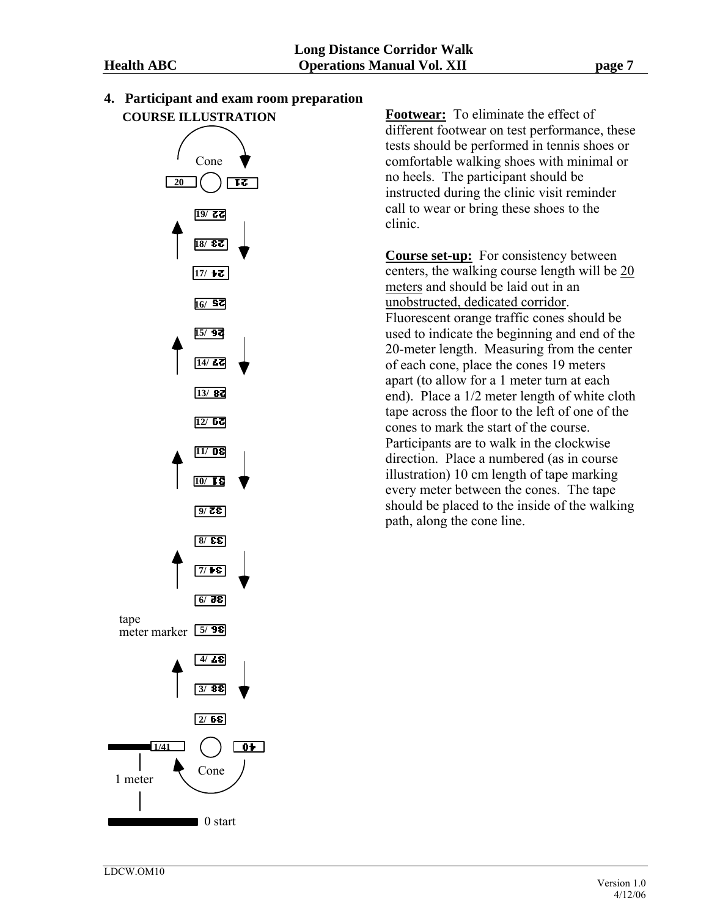## 4. Participant and exam room preparation

**COURSE ILLUSTRATION**

Cone

20 21

19/ 22

18/ 23

17/ 24

16/ 25

15/ 26

14/ 27

13/ 28

12/ 29

11/ 30

10/ 31

9/ 32

8/ 33

7/ 34

6/ 35

tape
meter marker 5/ 36

4/ 37

3/ 38

2/ 39

1/41 40

1 meter

Cone

0 start

**Footwear:** To eliminate the effect of different footwear on test performance, these tests should be performed in tennis shoes or comfortable walking shoes with minimal or no heels. The participant should be instructed during the clinic visit reminder call to wear or bring these shoes to the clinic.

**Course set-up:** For consistency between centers, the walking course length will be 20 meters and should be laid out in an unobstructed, dedicated corridor. Fluorescent orange traffic cones should be used to indicate the beginning and end of the 20-meter length. Measuring from the center of each cone, place the cones 19 meters apart (to allow for a 1 meter turn at each end). Place a 1/2 meter length of white cloth tape across the floor to the left of one of the cones to mark the start of the course. Participants are to walk in the clockwise direction. Place a numbered (as in course illustration) 10 cm length of tape marking every meter between the cones. The tape should be placed to the inside of the walking path, along the cone line.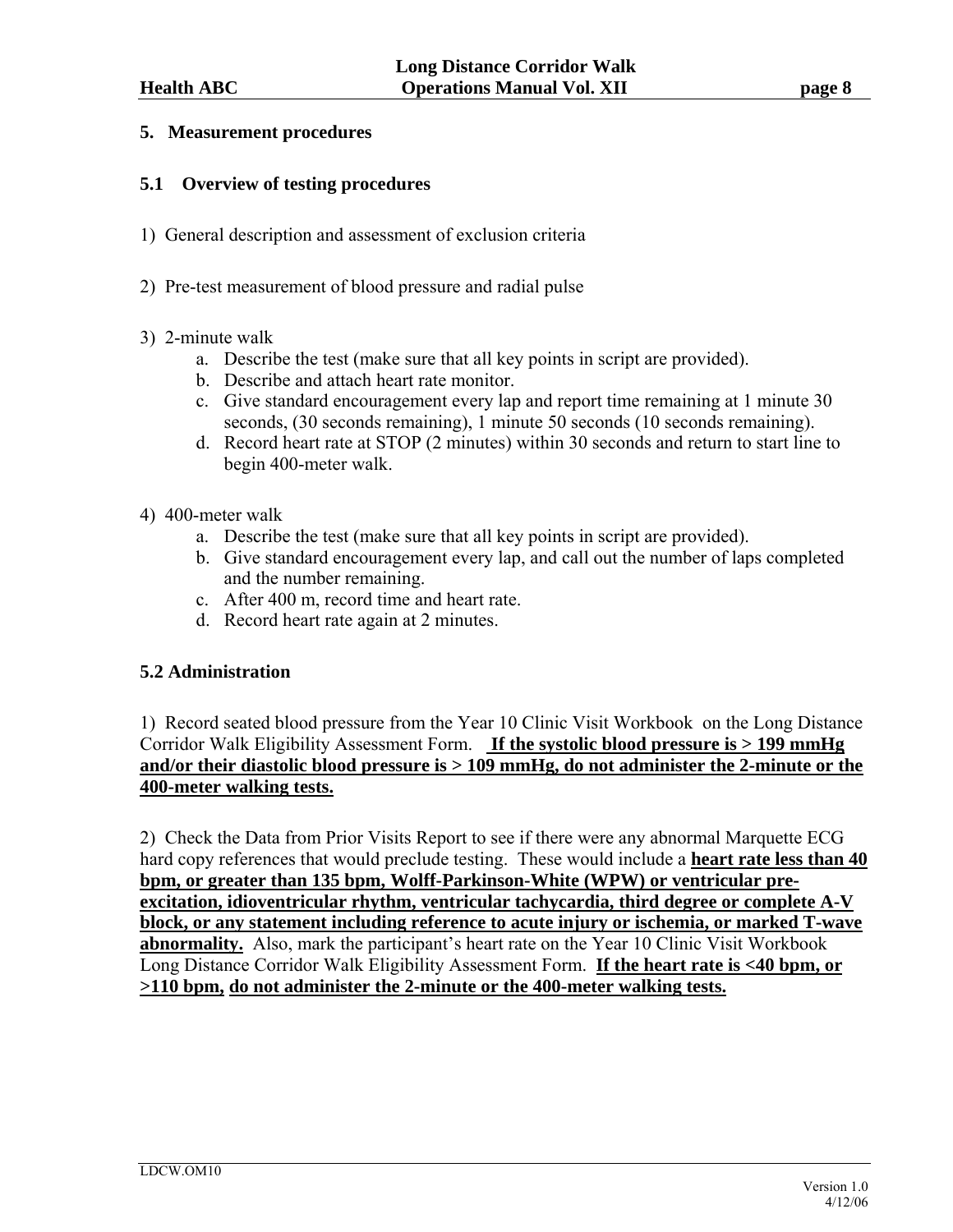## 5. Measurement procedures

### 5.1 Overview of testing procedures

1) General description and assessment of exclusion criteria

2) Pre-test measurement of blood pressure and radial pulse

3) 2-minute walk
   a. Describe the test (make sure that all key points in script are provided).
   b. Describe and attach heart rate monitor.
   c. Give standard encouragement every lap and report time remaining at 1 minute 30 seconds, (30 seconds remaining), 1 minute 50 seconds (10 seconds remaining).
   d. Record heart rate at STOP (2 minutes) within 30 seconds and return to start line to begin 400-meter walk.

4) 400-meter walk
   a. Describe the test (make sure that all key points in script are provided).
   b. Give standard encouragement every lap, and call out the number of laps completed and the number remaining.
   c. After 400 m, record time and heart rate.
   d. Record heart rate again at 2 minutes.

### 5.2 Administration

1) Record seated blood pressure from the Year 10 Clinic Visit Workbook on the Long Distance Corridor Walk Eligibility Assessment Form. **<u>If the systolic blood pressure is > 199 mmHg and/or their diastolic blood pressure is > 109 mmHg, do not administer the 2-minute or the 400-meter walking tests.</u>**

2) Check the Data from Prior Visits Report to see if there were any abnormal Marquette ECG hard copy references that would preclude testing. These would include a **<u>heart rate less than 40 bpm, or greater than 135 bpm, Wolff-Parkinson-White (WPW) or ventricular pre-excitation, idioventricular rhythm, ventricular tachycardia, third degree or complete A-V block, or any statement including reference to acute injury or ischemia, or marked T-wave abnormality.</u>** Also, mark the participant's heart rate on the Year 10 Clinic Visit Workbook Long Distance Corridor Walk Eligibility Assessment Form. **<u>If the heart rate is <40 bpm, or >110 bpm, do not administer the 2-minute or the 400-meter walking tests.</u>**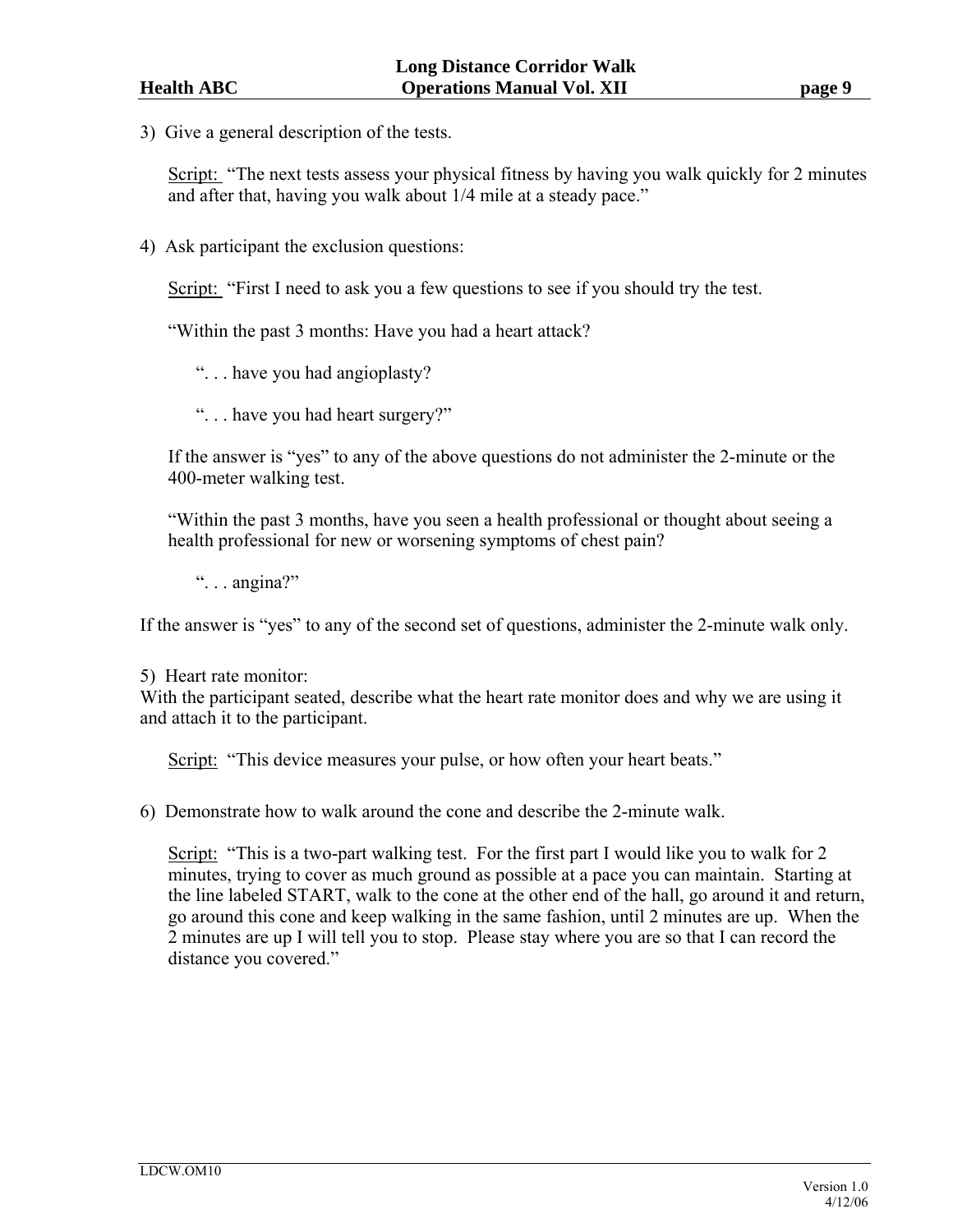3) Give a general description of the tests.

Script: "The next tests assess your physical fitness by having you walk quickly for 2 minutes and after that, having you walk about 1/4 mile at a steady pace."

4) Ask participant the exclusion questions:

Script: "First I need to ask you a few questions to see if you should try the test.

"Within the past 3 months: Have you had a heart attack?

". . . have you had angioplasty?

". . . have you had heart surgery?"

If the answer is "yes" to any of the above questions do not administer the 2-minute or the 400-meter walking test.

"Within the past 3 months, have you seen a health professional or thought about seeing a health professional for new or worsening symptoms of chest pain?

". . . angina?"

If the answer is "yes" to any of the second set of questions, administer the 2-minute walk only.

5) Heart rate monitor:
With the participant seated, describe what the heart rate monitor does and why we are using it and attach it to the participant.

Script: "This device measures your pulse, or how often your heart beats."

6) Demonstrate how to walk around the cone and describe the 2-minute walk.

Script: "This is a two-part walking test. For the first part I would like you to walk for 2 minutes, trying to cover as much ground as possible at a pace you can maintain. Starting at the line labeled START, walk to the cone at the other end of the hall, go around it and return, go around this cone and keep walking in the same fashion, until 2 minutes are up. When the 2 minutes are up I will tell you to stop. Please stay where you are so that I can record the distance you covered."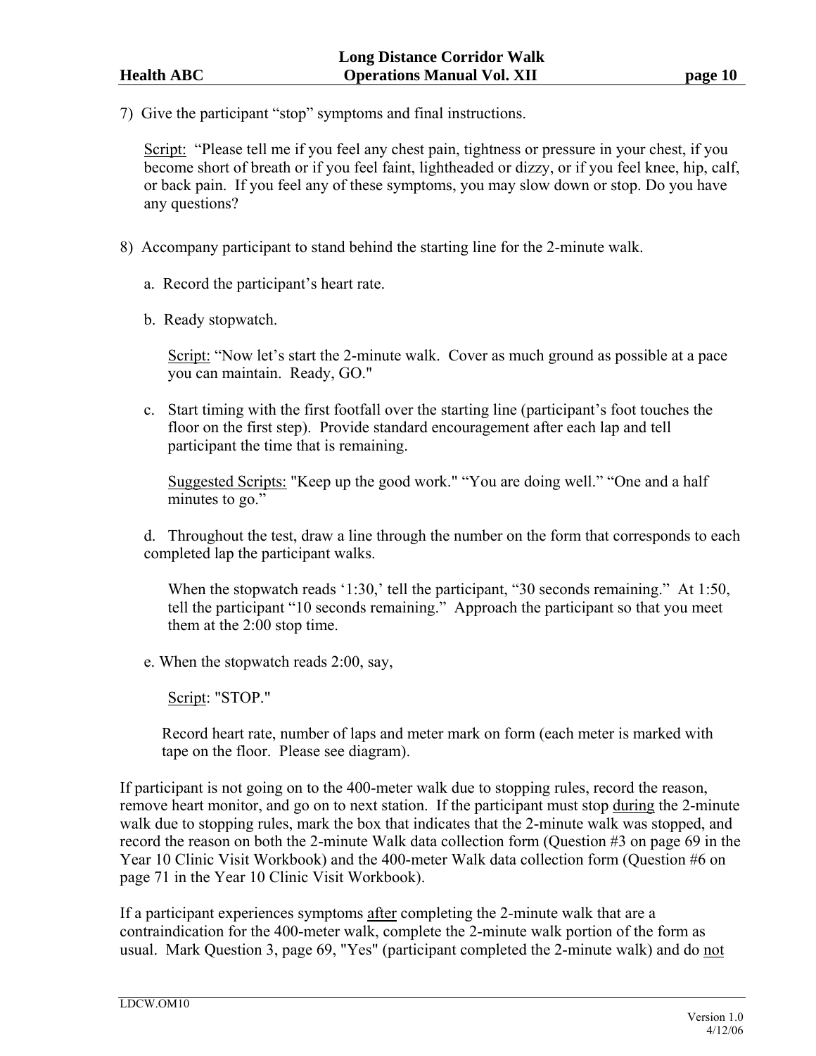7) Give the participant "stop" symptoms and final instructions.

Script: "Please tell me if you feel any chest pain, tightness or pressure in your chest, if you become short of breath or if you feel faint, lightheaded or dizzy, or if you feel knee, hip, calf, or back pain. If you feel any of these symptoms, you may slow down or stop. Do you have any questions?

8) Accompany participant to stand behind the starting line for the 2-minute walk.

a. Record the participant's heart rate.

b. Ready stopwatch.

Script: "Now let's start the 2-minute walk. Cover as much ground as possible at a pace you can maintain. Ready, GO."

c. Start timing with the first footfall over the starting line (participant's foot touches the floor on the first step). Provide standard encouragement after each lap and tell participant the time that is remaining.

Suggested Scripts: "Keep up the good work." "You are doing well." "One and a half minutes to go."

d. Throughout the test, draw a line through the number on the form that corresponds to each completed lap the participant walks.

When the stopwatch reads '1:30,' tell the participant, "30 seconds remaining." At 1:50, tell the participant "10 seconds remaining." Approach the participant so that you meet them at the 2:00 stop time.

e. When the stopwatch reads 2:00, say,

Script: "STOP."

Record heart rate, number of laps and meter mark on form (each meter is marked with tape on the floor. Please see diagram).

If participant is not going on to the 400-meter walk due to stopping rules, record the reason, remove heart monitor, and go on to next station. If the participant must stop during the 2-minute walk due to stopping rules, mark the box that indicates that the 2-minute walk was stopped, and record the reason on both the 2-minute Walk data collection form (Question #3 on page 69 in the Year 10 Clinic Visit Workbook) and the 400-meter Walk data collection form (Question #6 on page 71 in the Year 10 Clinic Visit Workbook).

If a participant experiences symptoms after completing the 2-minute walk that are a contraindication for the 400-meter walk, complete the 2-minute walk portion of the form as usual. Mark Question 3, page 69, "Yes" (participant completed the 2-minute walk) and do not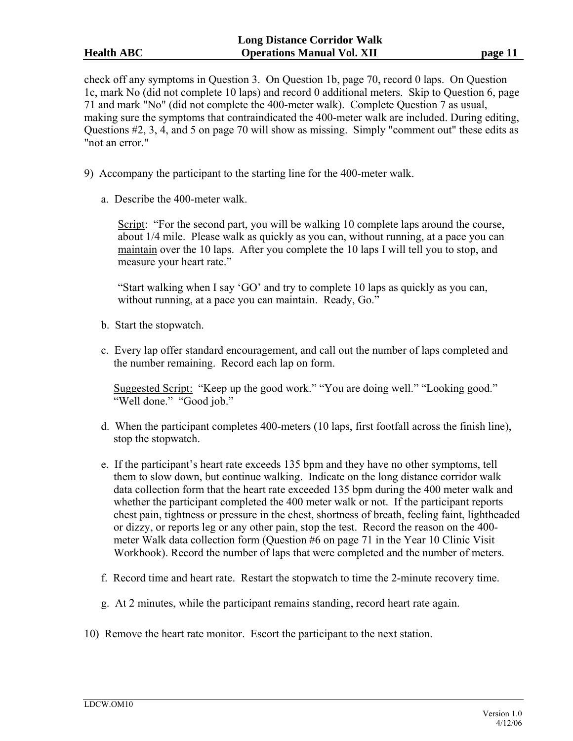check off any symptoms in Question 3. On Question 1b, page 70, record 0 laps. On Question 1c, mark No (did not complete 10 laps) and record 0 additional meters. Skip to Question 6, page 71 and mark "No" (did not complete the 400-meter walk). Complete Question 7 as usual, making sure the symptoms that contraindicated the 400-meter walk are included. During editing, Questions #2, 3, 4, and 5 on page 70 will show as missing. Simply "comment out" these edits as "not an error."

9) Accompany the participant to the starting line for the 400-meter walk.

   a. Describe the 400-meter walk.

      Script: "For the second part, you will be walking 10 complete laps around the course, about 1/4 mile. Please walk as quickly as you can, without running, at a pace you can maintain over the 10 laps. After you complete the 10 laps I will tell you to stop, and measure your heart rate."

      "Start walking when I say 'GO' and try to complete 10 laps as quickly as you can, without running, at a pace you can maintain. Ready, Go."

   b. Start the stopwatch.

   c. Every lap offer standard encouragement, and call out the number of laps completed and the number remaining. Record each lap on form.

      Suggested Script: "Keep up the good work." "You are doing well." "Looking good." "Well done." "Good job."

   d. When the participant completes 400-meters (10 laps, first footfall across the finish line), stop the stopwatch.

   e. If the participant's heart rate exceeds 135 bpm and they have no other symptoms, tell them to slow down, but continue walking. Indicate on the long distance corridor walk data collection form that the heart rate exceeded 135 bpm during the 400 meter walk and whether the participant completed the 400 meter walk or not. If the participant reports chest pain, tightness or pressure in the chest, shortness of breath, feeling faint, lightheaded or dizzy, or reports leg or any other pain, stop the test. Record the reason on the 400-meter Walk data collection form (Question #6 on page 71 in the Year 10 Clinic Visit Workbook). Record the number of laps that were completed and the number of meters.

   f. Record time and heart rate. Restart the stopwatch to time the 2-minute recovery time.

   g. At 2 minutes, while the participant remains standing, record heart rate again.

10) Remove the heart rate monitor. Escort the participant to the next station.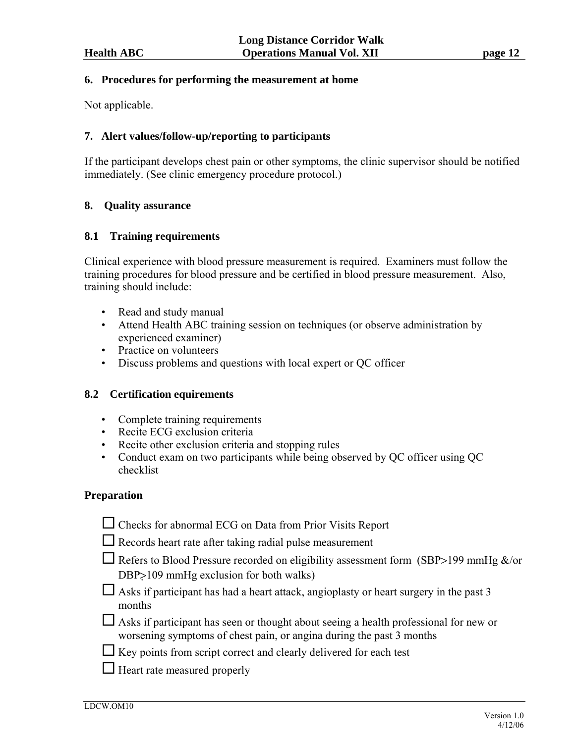## 6. Procedures for performing the measurement at home

Not applicable.

## 7. Alert values/follow-up/reporting to participants

If the participant develops chest pain or other symptoms, the clinic supervisor should be notified immediately. (See clinic emergency procedure protocol.)

## 8. Quality assurance

### 8.1 Training requirements

Clinical experience with blood pressure measurement is required. Examiners must follow the training procedures for blood pressure and be certified in blood pressure measurement. Also, training should include:

- Read and study manual
- Attend Health ABC training session on techniques (or observe administration by experienced examiner)
- Practice on volunteers
- Discuss problems and questions with local expert or QC officer

### 8.2 Certification equirements

- Complete training requirements
- Recite ECG exclusion criteria
- Recite other exclusion criteria and stopping rules
- Conduct exam on two participants while being observed by QC officer using QC checklist

**Preparation**

- ☐ Checks for abnormal ECG on Data from Prior Visits Report
- ☐ Records heart rate after taking radial pulse measurement
- ☐ Refers to Blood Pressure recorded on eligibility assessment form (SBP>199 mmHg &/or DBP≥109 mmHg exclusion for both walks)
- ☐ Asks if participant has had a heart attack, angioplasty or heart surgery in the past 3 months
- ☐ Asks if participant has seen or thought about seeing a health professional for new or worsening symptoms of chest pain, or angina during the past 3 months
- ☐ Key points from script correct and clearly delivered for each test
- ☐ Heart rate measured properly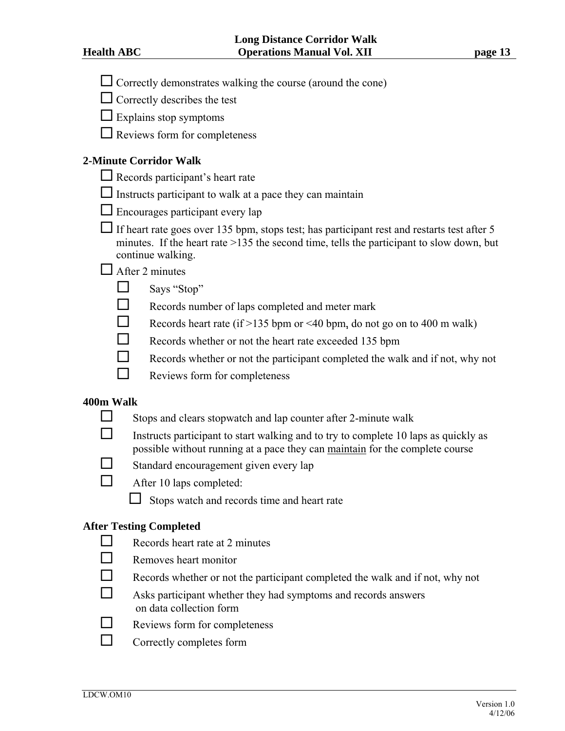- ☐ Correctly demonstrates walking the course (around the cone)
- ☐ Correctly describes the test
- ☐ Explains stop symptoms
- ☐ Reviews form for completeness

**2-Minute Corridor Walk**

- ☐ Records participant's heart rate
- ☐ Instructs participant to walk at a pace they can maintain
- ☐ Encourages participant every lap
- ☐ If heart rate goes over 135 bpm, stops test; has participant rest and restarts test after 5 minutes. If the heart rate >135 the second time, tells the participant to slow down, but continue walking.
- ☐ After 2 minutes
  - ☐ Says "Stop"
  - ☐ Records number of laps completed and meter mark
  - ☐ Records heart rate (if >135 bpm or <40 bpm, do not go on to 400 m walk)
  - ☐ Records whether or not the heart rate exceeded 135 bpm
  - ☐ Records whether or not the participant completed the walk and if not, why not
  - ☐ Reviews form for completeness

**400m Walk**

- ☐ Stops and clears stopwatch and lap counter after 2-minute walk
- ☐ Instructs participant to start walking and to try to complete 10 laps as quickly as possible without running at a pace they can <u>maintain</u> for the complete course
- ☐ Standard encouragement given every lap
- ☐ After 10 laps completed:
  - ☐ Stops watch and records time and heart rate

**After Testing Completed**

- ☐ Records heart rate at 2 minutes
- ☐ Removes heart monitor
- ☐ Records whether or not the participant completed the walk and if not, why not
- ☐ Asks participant whether they had symptoms and records answers on data collection form
- ☐ Reviews form for completeness
- ☐ Correctly completes form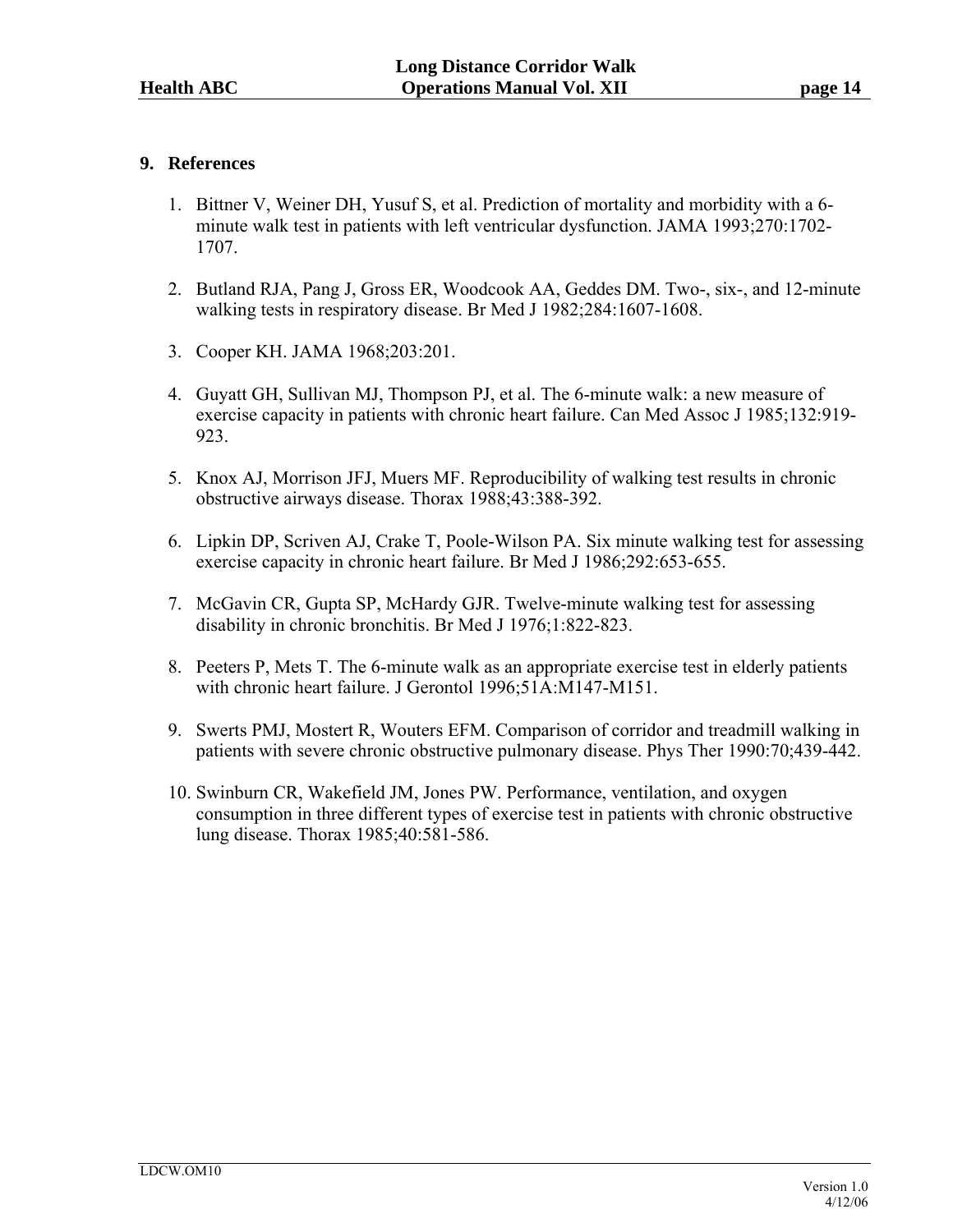## 9. References

1. Bittner V, Weiner DH, Yusuf S, et al. Prediction of mortality and morbidity with a 6-minute walk test in patients with left ventricular dysfunction. JAMA 1993;270:1702-1707.

2. Butland RJA, Pang J, Gross ER, Woodcook AA, Geddes DM. Two-, six-, and 12-minute walking tests in respiratory disease. Br Med J 1982;284:1607-1608.

3. Cooper KH. JAMA 1968;203:201.

4. Guyatt GH, Sullivan MJ, Thompson PJ, et al. The 6-minute walk: a new measure of exercise capacity in patients with chronic heart failure. Can Med Assoc J 1985;132:919-923.

5. Knox AJ, Morrison JFJ, Muers MF. Reproducibility of walking test results in chronic obstructive airways disease. Thorax 1988;43:388-392.

6. Lipkin DP, Scriven AJ, Crake T, Poole-Wilson PA. Six minute walking test for assessing exercise capacity in chronic heart failure. Br Med J 1986;292:653-655.

7. McGavin CR, Gupta SP, McHardy GJR. Twelve-minute walking test for assessing disability in chronic bronchitis. Br Med J 1976;1:822-823.

8. Peeters P, Mets T. The 6-minute walk as an appropriate exercise test in elderly patients with chronic heart failure. J Gerontol 1996;51A:M147-M151.

9. Swerts PMJ, Mostert R, Wouters EFM. Comparison of corridor and treadmill walking in patients with severe chronic obstructive pulmonary disease. Phys Ther 1990:70;439-442.

10. Swinburn CR, Wakefield JM, Jones PW. Performance, ventilation, and oxygen consumption in three different types of exercise test in patients with chronic obstructive lung disease. Thorax 1985;40:581-586.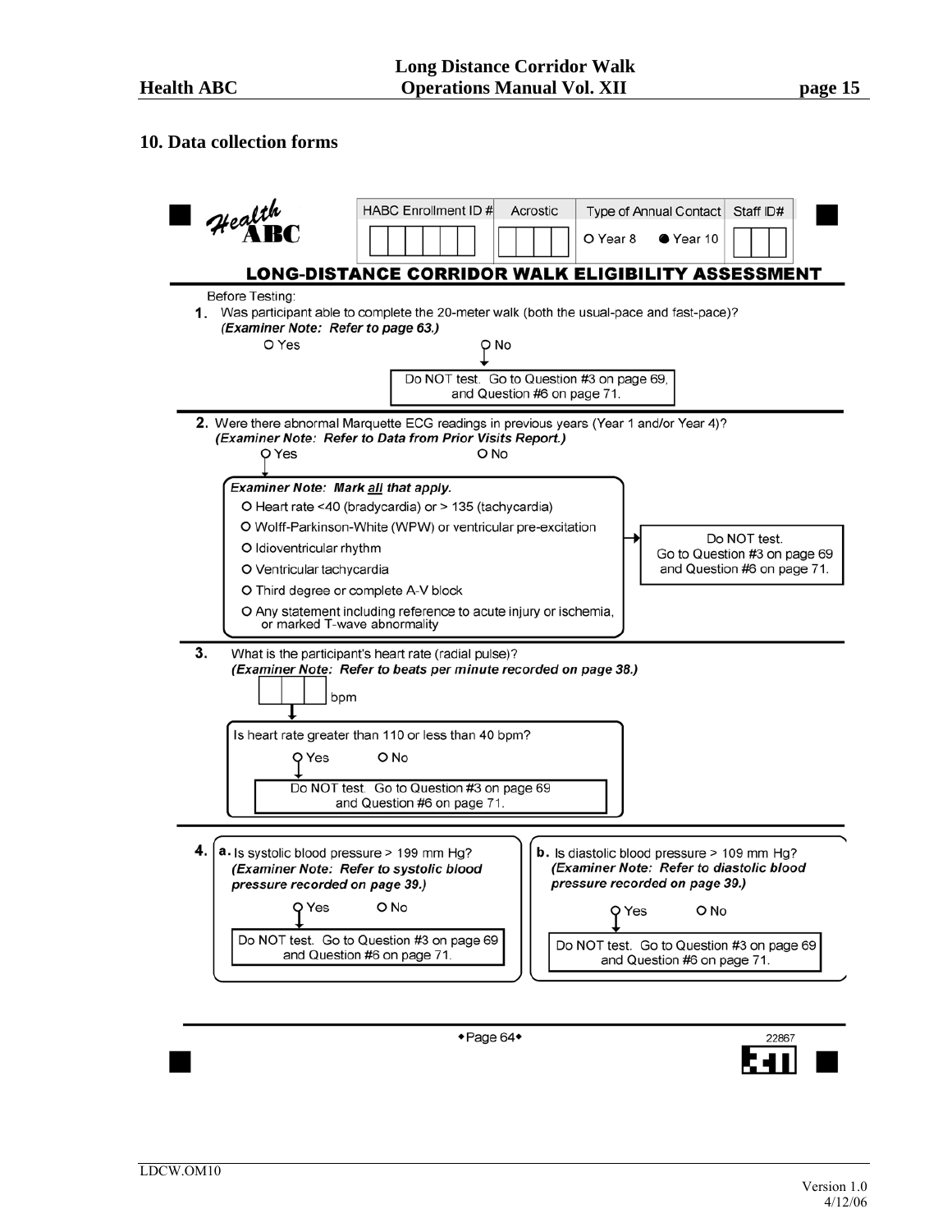## 10. Data collection forms

**Health ABC**

| HABC Enrollment ID # | Acrostic | Type of Annual Contact | Staff ID# |
|---|---|---|---|
| | | O Year 8 ● Year 10 | |

### LONG-DISTANCE CORRIDOR WALK ELIGIBILITY ASSESSMENT

Before Testing:

**1.** Was participant able to complete the 20-meter walk (both the usual-pace and fast-pace)?
***(Examiner Note: Refer to page 63.)***

O Yes

O No → Do NOT test. Go to Question #3 on page 69, and Question #6 on page 71.

**2.** Were there abnormal Marquette ECG readings in previous years (Year 1 and/or Year 4)?
***(Examiner Note: Refer to Data from Prior Visits Report.)***

O Yes

O No

***Examiner Note: Mark all that apply.***

- O Heart rate <40 (bradycardia) or > 135 (tachycardia)
- O Wolff-Parkinson-White (WPW) or ventricular pre-excitation
- O Idioventricular rhythm
- O Ventricular tachycardia
- O Third degree or complete A-V block
- O Any statement including reference to acute injury or ischemia, or marked T-wave abnormality

→ Do NOT test. Go to Question #3 on page 69 and Question #6 on page 71.

**3.** What is the participant's heart rate (radial pulse)?
***(Examiner Note: Refer to beats per minute recorded on page 38.)***

[ ][ ][ ] bpm

Is heart rate greater than 110 or less than 40 bpm?

O Yes → Do NOT test. Go to Question #3 on page 69 and Question #6 on page 71.

O No

**4.**

**a.** Is systolic blood pressure > 199 mm Hg?
***(Examiner Note: Refer to systolic blood pressure recorded on page 39.)***

O Yes → Do NOT test. Go to Question #3 on page 69 and Question #6 on page 71.

O No

**b.** Is diastolic blood pressure > 109 mm Hg?
***(Examiner Note: Refer to diastolic blood pressure recorded on page 39.)***

O Yes → Do NOT test. Go to Question #3 on page 69 and Question #6 on page 71.

O No

◆Page 64◆

22867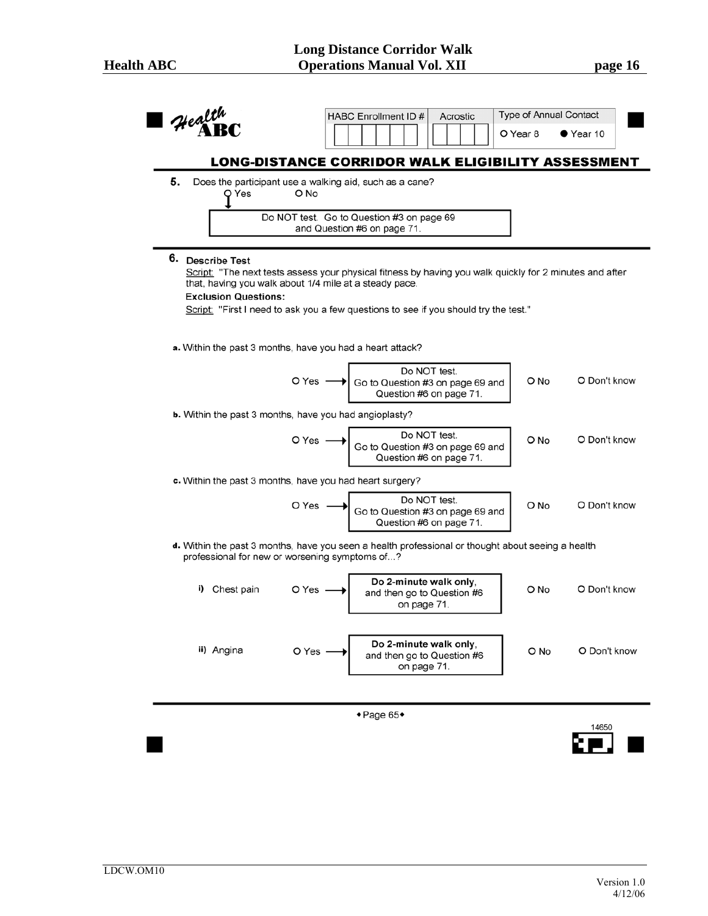Health ABC

| HABC Enrollment ID # | Acrostic | Type of Annual Contact |
|---|---|---|
| | | O Year 8 ● Year 10 |

## LONG-DISTANCE CORRIDOR WALK ELIGIBILITY ASSESSMENT

**5.** Does the participant use a walking aid, such as a cane?

O Yes → Do NOT test. Go to Question #3 on page 69 and Question #6 on page 71.

O No

**6. Describe Test**

Script: "The next tests assess your physical fitness by having you walk quickly for 2 minutes and after that, having you walk about 1/4 mile at a steady pace.

**Exclusion Questions:**

Script: "First I need to ask you a few questions to see if you should try the test."

**a.** Within the past 3 months, have you had a heart attack?

O Yes → Do NOT test. Go to Question #3 on page 69 and Question #6 on page 71. O No O Don't know

**b.** Within the past 3 months, have you had angioplasty?

O Yes → Do NOT test. Go to Question #3 on page 69 and Question #6 on page 71. O No O Don't know

**c.** Within the past 3 months, have you had heart surgery?

O Yes → Do NOT test. Go to Question #3 on page 69 and Question #6 on page 71. O No O Don't know

**d.** Within the past 3 months, have you seen a health professional or thought about seeing a health professional for new or worsening symptoms of...?

**i)** Chest pain O Yes → **Do 2-minute walk only**, and then go to Question #6 on page 71. O No O Don't know

**ii)** Angina O Yes → **Do 2-minute walk only**, and then go to Question #6 on page 71. O No O Don't know

◆Page 65◆

14650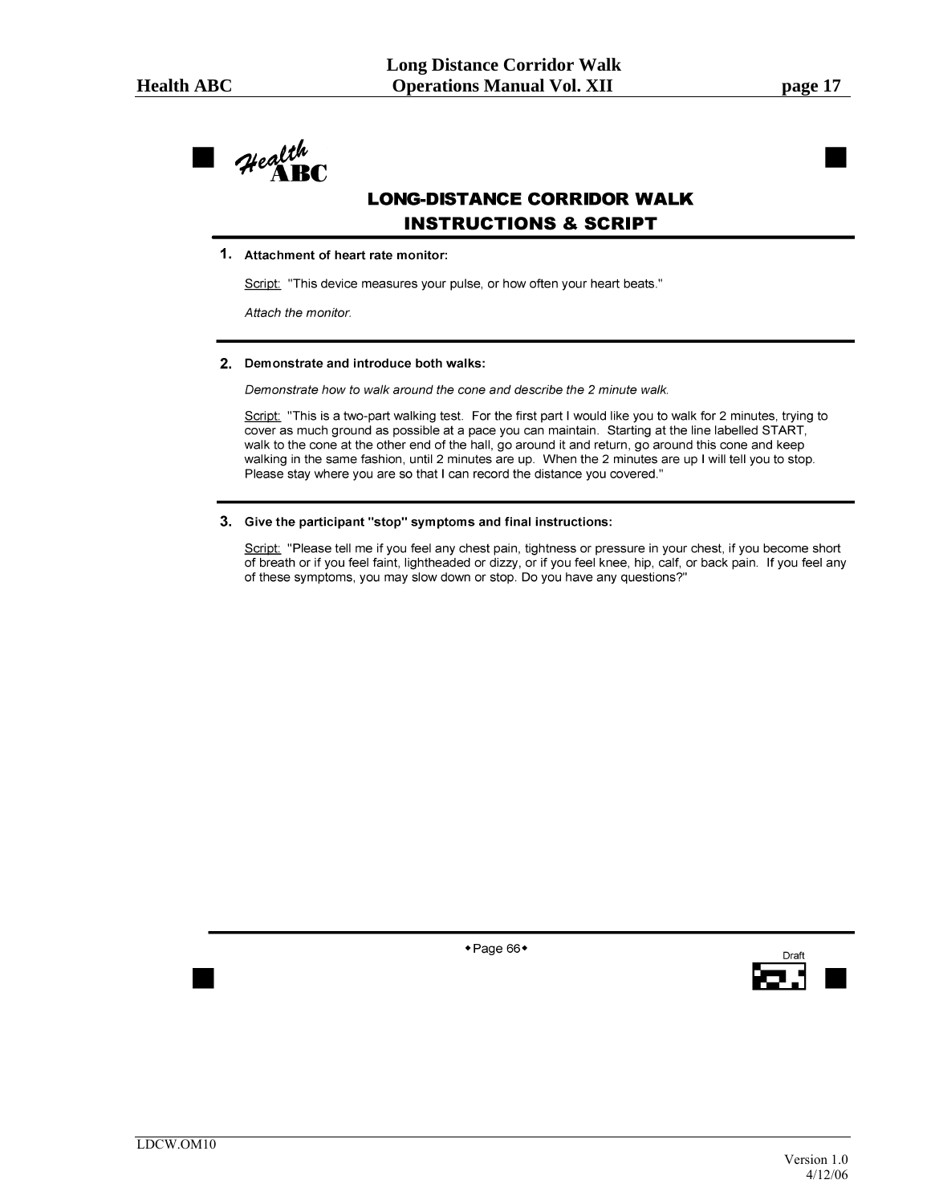Health ABC

# LONG-DISTANCE CORRIDOR WALK
# INSTRUCTIONS & SCRIPT

**1. Attachment of heart rate monitor:**

Script: "This device measures your pulse, or how often your heart beats."

*Attach the monitor.*

**2. Demonstrate and introduce both walks:**

*Demonstrate how to walk around the cone and describe the 2 minute walk.*

Script: "This is a two-part walking test. For the first part I would like you to walk for 2 minutes, trying to cover as much ground as possible at a pace you can maintain. Starting at the line labelled START, walk to the cone at the other end of the hall, go around it and return, go around this cone and keep walking in the same fashion, until 2 minutes are up. When the 2 minutes are up I will tell you to stop. Please stay where you are so that I can record the distance you covered."

**3. Give the participant "stop" symptoms and final instructions:**

Script: "Please tell me if you feel any chest pain, tightness or pressure in your chest, if you become short of breath or if you feel faint, lightheaded or dizzy, or if you feel knee, hip, calf, or back pain. If you feel any of these symptoms, you may slow down or stop. Do you have any questions?"

◆Page 66◆

Draft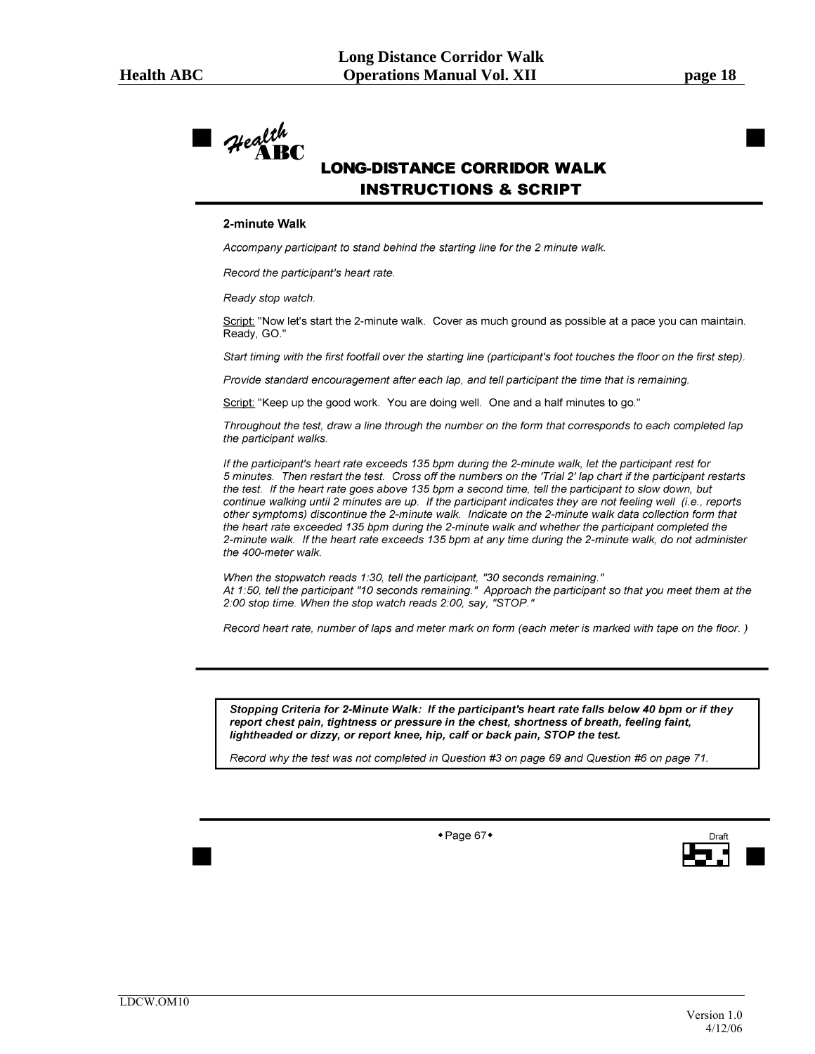# LONG-DISTANCE CORRIDOR WALK INSTRUCTIONS & SCRIPT

**2-minute Walk**

*Accompany participant to stand behind the starting line for the 2 minute walk.*

*Record the participant's heart rate.*

*Ready stop watch.*

Script: "Now let's start the 2-minute walk. Cover as much ground as possible at a pace you can maintain. Ready, GO."

*Start timing with the first footfall over the starting line (participant's foot touches the floor on the first step).*

*Provide standard encouragement after each lap, and tell participant the time that is remaining.*

Script: "Keep up the good work. You are doing well. One and a half minutes to go."

*Throughout the test, draw a line through the number on the form that corresponds to each completed lap the participant walks.*

*If the participant's heart rate exceeds 135 bpm during the 2-minute walk, let the participant rest for 5 minutes. Then restart the test. Cross off the numbers on the 'Trial 2' lap chart if the participant restarts the test. If the heart rate goes above 135 bpm a second time, tell the participant to slow down, but continue walking until 2 minutes are up. If the participant indicates they are not feeling well (i.e., reports other symptoms) discontinue the 2-minute walk. Indicate on the 2-minute walk data collection form that the heart rate exceeded 135 bpm during the 2-minute walk and whether the participant completed the 2-minute walk. If the heart rate exceeds 135 bpm at any time during the 2-minute walk, do not administer the 400-meter walk.*

*When the stopwatch reads 1:30, tell the participant, "30 seconds remaining."*
*At 1:50, tell the participant "10 seconds remaining." Approach the participant so that you meet them at the 2:00 stop time. When the stop watch reads 2:00, say, "STOP."*

*Record heart rate, number of laps and meter mark on form (each meter is marked with tape on the floor. )*

---

***Stopping Criteria for 2-Minute Walk: If the participant's heart rate falls below 40 bpm or if they report chest pain, tightness or pressure in the chest, shortness of breath, feeling faint, lightheaded or dizzy, or report knee, hip, calf or back pain, STOP the test.***

*Record why the test was not completed in Question #3 on page 69 and Question #6 on page 71.*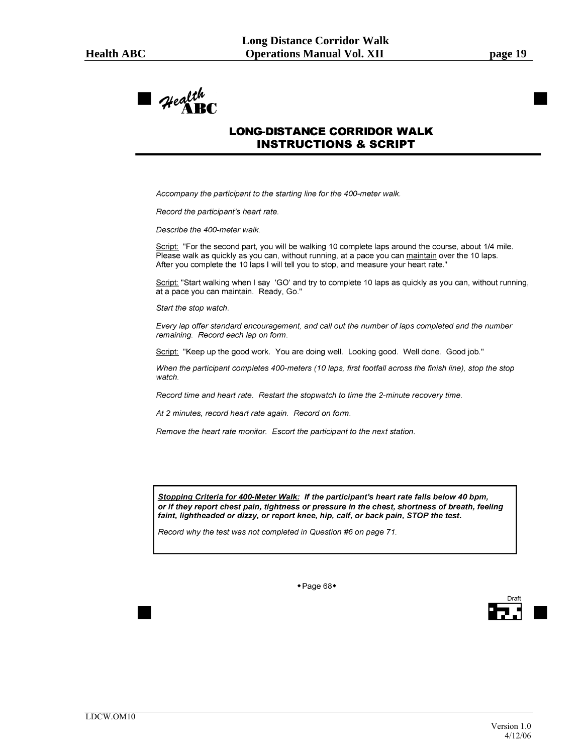# Health ABC

## LONG-DISTANCE CORRIDOR WALK INSTRUCTIONS & SCRIPT

*Accompany the participant to the starting line for the 400-meter walk.*

*Record the participant's heart rate.*

*Describe the 400-meter walk.*

Script: "For the second part, you will be walking 10 complete laps around the course, about 1/4 mile. Please walk as quickly as you can, without running, at a pace you can maintain over the 10 laps. After you complete the 10 laps I will tell you to stop, and measure your heart rate."

Script: "Start walking when I say 'GO' and try to complete 10 laps as quickly as you can, without running, at a pace you can maintain. Ready, Go."

*Start the stop watch.*

*Every lap offer standard encouragement, and call out the number of laps completed and the number remaining. Record each lap on form.*

Script: "Keep up the good work. You are doing well. Looking good. Well done. Good job."

*When the participant completes 400-meters (10 laps, first footfall across the finish line), stop the stop watch.*

*Record time and heart rate. Restart the stopwatch to time the 2-minute recovery time.*

*At 2 minutes, record heart rate again. Record on form.*

*Remove the heart rate monitor. Escort the participant to the next station.*

***Stopping Criteria for 400-Meter Walk:* If the participant's heart rate falls below 40 bpm, or if they report chest pain, tightness or pressure in the chest, shortness of breath, feeling faint, lightheaded or dizzy, or report knee, hip, calf, or back pain, STOP the test.**

*Record why the test was not completed in Question #6 on page 71.*

◆Page 68◆

Draft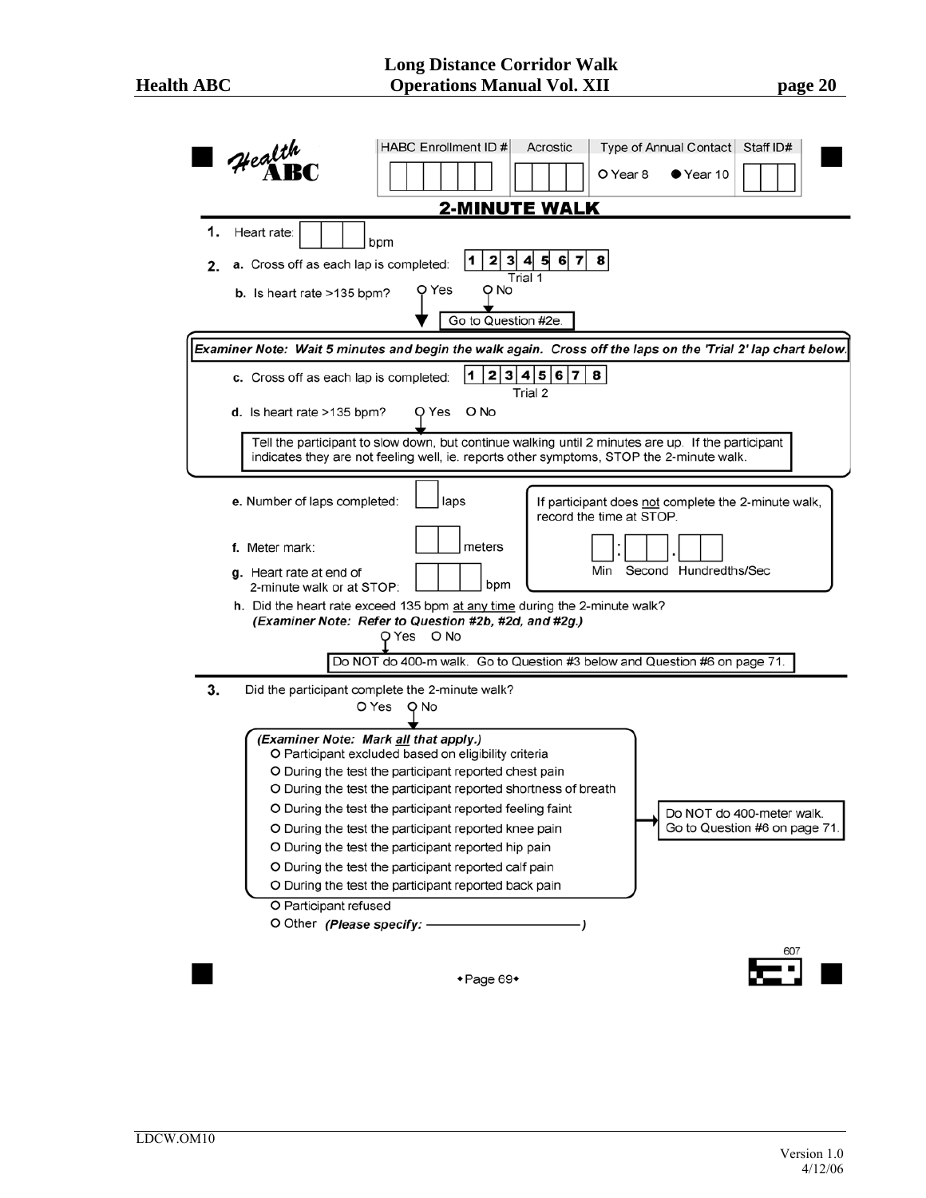Health ABC

| HABC Enrollment ID # | Acrostic | Type of Annual Contact | Staff ID# |
|---|---|---|---|
| | | O Year 8 ● Year 10 | |

## 2-MINUTE WALK

1. Heart rate: [ ] bpm

2. a. Cross off as each lap is completed: 1 2 3 4 5 6 7 8 (Trial 1)

   b. Is heart rate >135 bpm? O Yes O No → Go to Question #2e.

   ***Examiner Note: Wait 5 minutes and begin the walk again. Cross off the laps on the 'Trial 2' lap chart below.***

   c. Cross off as each lap is completed: 1 2 3 4 5 6 7 8 (Trial 2)

   d. Is heart rate >135 bpm? O Yes O No

   Tell the participant to slow down, but continue walking until 2 minutes are up. If the participant indicates they are not feeling well, ie. reports other symptoms, STOP the 2-minute walk.

   e. Number of laps completed: [ ] laps

   f. Meter mark: [ ] meters

   g. Heart rate at end of 2-minute walk or at STOP: [ ] bpm

   If participant does not complete the 2-minute walk, record the time at STOP.

   [ ] : [ ] . [ ] Min Second Hundredths/Sec

   h. Did the heart rate exceed 135 bpm at any time during the 2-minute walk?
   ***(Examiner Note: Refer to Question #2b, #2d, and #2g.)***
   O Yes O No

   Do NOT do 400-m walk. Go to Question #3 below and Question #6 on page 71.

3. Did the participant complete the 2-minute walk?
   O Yes O No

   ***(Examiner Note: Mark all that apply.)***
   - O Participant excluded based on eligibility criteria
   - O During the test the participant reported chest pain
   - O During the test the participant reported shortness of breath
   - O During the test the participant reported feeling faint
   - O During the test the participant reported knee pain
   - O During the test the participant reported hip pain
   - O During the test the participant reported calf pain
   - O During the test the participant reported back pain

   → Do NOT do 400-meter walk. Go to Question #6 on page 71.

   - O Participant refused
   - O Other ***(Please specify:*** ——————— ***)***

607

•Page 69•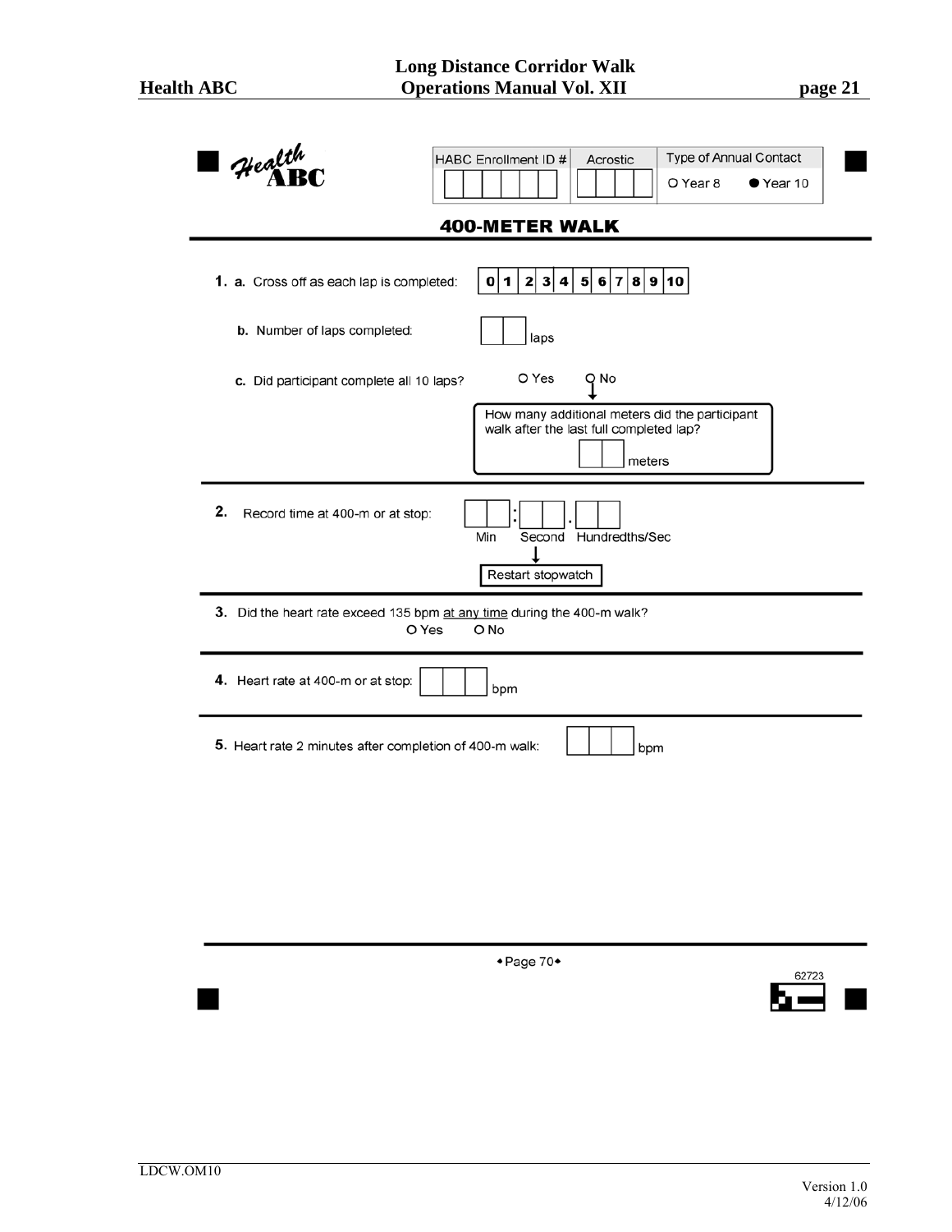Health ABC

| HABC Enrollment ID # | Acrostic | Type of Annual Contact |
|---|---|---|
| | | O Year 8 ● Year 10 |

## 400-METER WALK

**1. a.** Cross off as each lap is completed: 0 | 1 | 2 | 3 | 4 | 5 | 6 | 7 | 8 | 9 | 10

**b.** Number of laps completed: ☐☐ laps

**c.** Did participant complete all 10 laps? O Yes O No

→ How many additional meters did the participant walk after the last full completed lap? ☐☐ meters

**2.** Record time at 400-m or at stop: ☐☐ : ☐☐ . ☐☐ (Min, Second, Hundredths/Sec)

→ Restart stopwatch

**3.** Did the heart rate exceed 135 bpm at any time during the 400-m walk? O Yes O No

**4.** Heart rate at 400-m or at stop: ☐☐☐ bpm

**5.** Heart rate 2 minutes after completion of 400-m walk: ☐☐☐ bpm

• Page 70 •

62723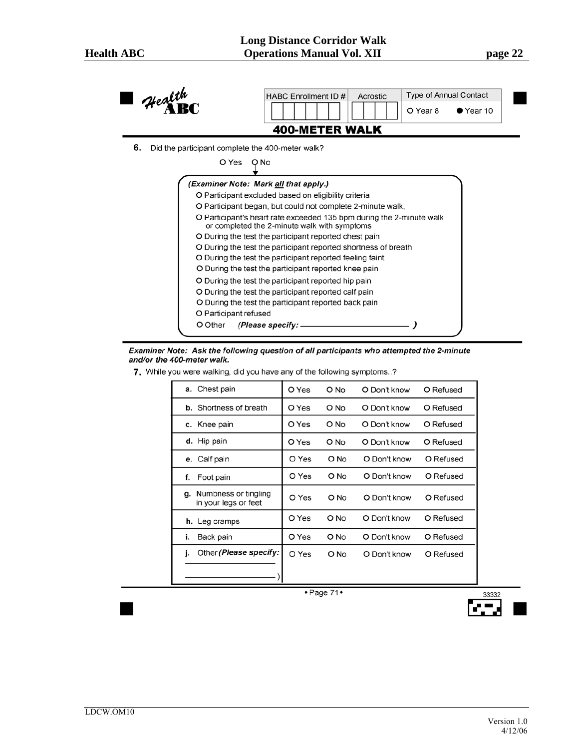Health ABC

| HABC Enrollment ID # | Acrostic | Type of Annual Contact |
|---|---|---|
| | | O Year 8 ● Year 10 |

## 400-METER WALK

**6.** Did the participant complete the 400-meter walk?

O Yes O No

*(Examiner Note: Mark all that apply.)*

- O Participant excluded based on eligibility criteria
- O Participant began, but could not complete 2-minute walk.
- O Participant's heart rate exceeded 135 bpm during the 2-minute walk or completed the 2-minute walk with symptoms
- O During the test the participant reported chest pain
- O During the test the participant reported shortness of breath
- O During the test the participant reported feeling faint
- O During the test the participant reported knee pain
- O During the test the participant reported hip pain
- O During the test the participant reported calf pain
- O During the test the participant reported back pain
- O Participant refused
- O Other *(Please specify:* ______________ *)*

***Examiner Note: Ask the following question of all participants who attempted the 2-minute and/or the 400-meter walk.***

**7.** While you were walking, did you have any of the following symptoms..?

| | | | | |
|---|---|---|---|---|
| **a.** Chest pain | O Yes | O No | O Don't know | O Refused |
| **b.** Shortness of breath | O Yes | O No | O Don't know | O Refused |
| **c.** Knee pain | O Yes | O No | O Don't know | O Refused |
| **d.** Hip pain | O Yes | O No | O Don't know | O Refused |
| **e.** Calf pain | O Yes | O No | O Don't know | O Refused |
| **f.** Foot pain | O Yes | O No | O Don't know | O Refused |
| **g.** Numbness or tingling in your legs or feet | O Yes | O No | O Don't know | O Refused |
| **h.** Leg cramps | O Yes | O No | O Don't know | O Refused |
| **i.** Back pain | O Yes | O No | O Don't know | O Refused |
| **j.** Other *(Please specify:* ______________ ) | O Yes | O No | O Don't know | O Refused |

• Page 71 •

33332